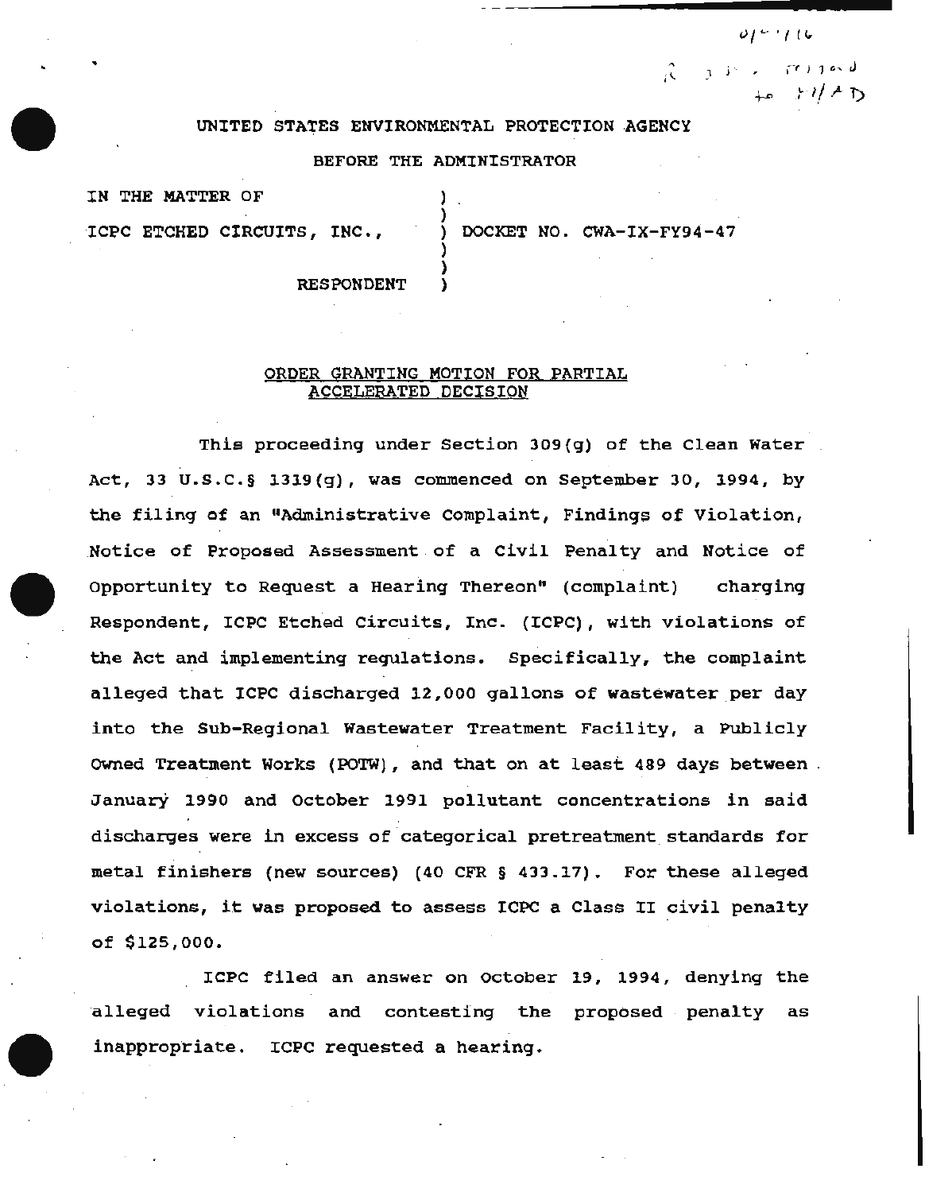UNITED STATES ENVIRONMENTAL PROTECTION AGENCY

BEFORE THE ADMINISTRATOR

IN THE MATTER OF ICPC ETCHED CIRCUITS, INC., RESPONDENT

DOCKET NO. CWA-IX-FY94-47

## ORDER GRANTING MOTION FOR PARTIAL ACCELERATED DECISION

This proceeding under Section 309(g) of the Clean Water Act, 33 U.S.C.§ 1319(g), was commenced on September 30, 1994, by the filing of an "Administrative Complaint, Findings of Violation, Notice of Proposed Assessment of a Civil Penalty and Notice of Opportunity to Request a Hearing Thereon" (complaint) charging Respondent, ICPC Etched Circuits, Inc. (ICPC), with violations of the Act and implementing regulations. Specifically, the complaint alleged that ICPC discharged 12,000 gallons of wastewater per day into the Sub-Regional Wastewater Treatment Facility, a Publicly Owned Treatment Works (POTW), and that on at least 489 days between January 1990 and October 1991 pollutant concentrations in said discharges were in excess of categorical pretreatment standards for metal finishers (new sources) (40 CFR § 433.17). For these alleged violations, it was proposed to assess ICPC a Class II civil penalty of $125,000.

ICPC filed an answer on October 19, 1994, denying the alleged violations and contesting the proposed penalty as inappropriate. ICPC requested a hearing.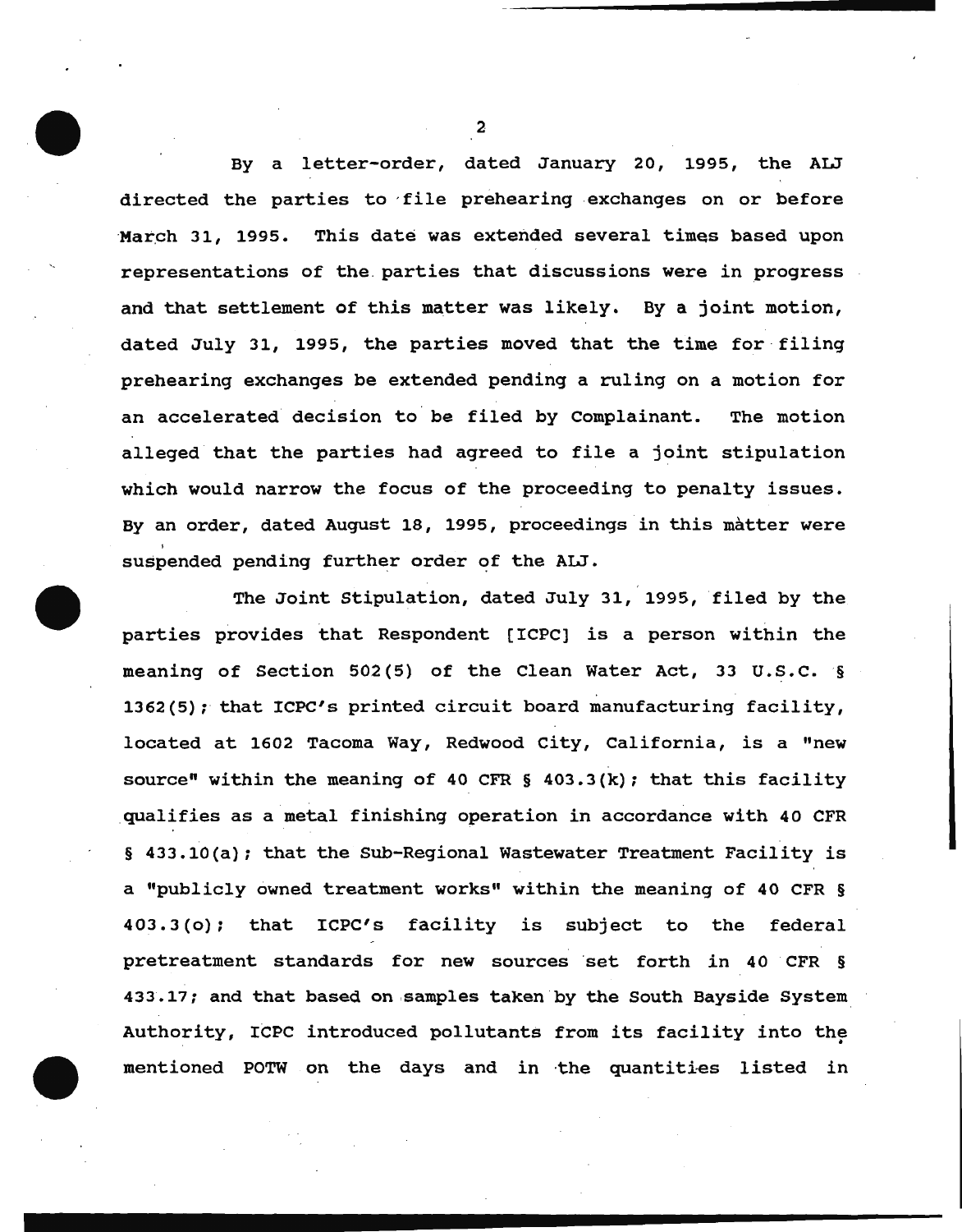By a letter-order, dated January 20, 1995, the ALJ directed the parties to file prehearing exchanges on or before March 31, 1995. This date was extended several times based upon representations of the parties that discussions were in progress and that settlement of this matter was likely. By a joint motion, dated July 31, 1995, the parties moved that the time for filing prehearing exchanges be extended pending a ruling on a motion for an accelerated decision to be filed by Complainant. The motion alleged that the parties had agreed to file a joint stipulation which would narrow the focus of the proceeding to penalty issues. By an order, dated August 18, 1995, proceedings in this matter were suspended pending further order of the ALJ.

The Joint Stipulation, dated July 31, 1995, filed by the parties provides that Respondent [ICPC] is a person within the meaning of Section 502(5) of the Clean Water Act, 33 U.S.C. § 1362(5); that ICPC's printed circuit board manufacturing facility, located at 1602 Tacoma Way, Redwood City, California, is a "new source" within the meaning of 40 CFR § 403.3(k); that this facility qualifies as a metal finishing operation in accordance with 40 CFR § 433.10(a); that the Sub-Regional Wastewater Treatment Facility is a "publicly owned treatment works" within the meaning of 40 CFR § 403.3(o); that ICPC's facility is subject to the federal pretreatment standards for new sources set forth in 40 CFR § 433.17; and that based on samples taken by the South Bayside System Authority, ICPC introduced pollutants from its facility into the mentioned POTW on the days and in the quantities listed in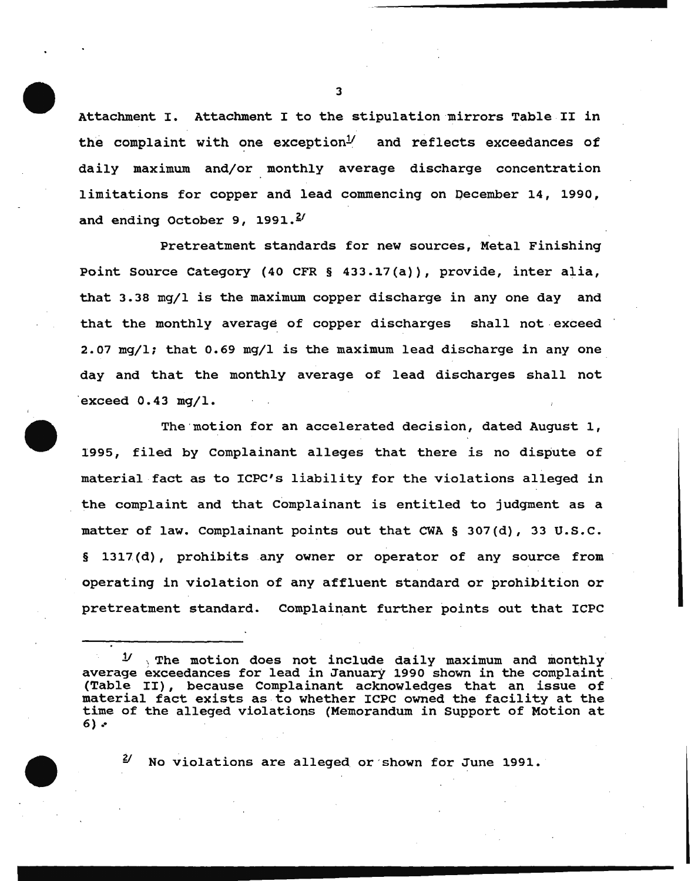Attachment I. Attachment I to the stipulation mirrors Table II in the complaint with one exception[1] and reflects exceedances of daily maximum and/or monthly average discharge concentration limitations for copper and lead commencing on December 14, 1990, and ending October 9, 1991.[2]

Pretreatment standards for new sources, Metal Finishing Point Source Category (40 CFR § 433.17(a)), provide, inter alia, that 3.38 mg/l is the maximum copper discharge in any one day and that the monthly average of copper discharges shall not exceed 2.07 mg/l; that 0.69 mg/l is the maximum lead discharge in any one day and that the monthly average of lead discharges shall not exceed 0.43 mg/l.

The motion for an accelerated decision, dated August 1, 1995, filed by Complainant alleges that there is no dispute of material fact as to ICPC's liability for the violations alleged in the complaint and that Complainant is entitled to judgment as a matter of law. Complainant points out that CWA § 307(d), 33 U.S.C. § 1317(d), prohibits any owner or operator of any source from operating in violation of any affluent standard or prohibition or pretreatment standard. Complainant further points out that ICPC

---

[1] The motion does not include daily maximum and monthly average exceedances for lead in January 1990 shown in the complaint (Table II), because Complainant acknowledges that an issue of material fact exists as to whether ICPC owned the facility at the time of the alleged violations (Memorandum in Support of Motion at 6).

[2] No violations are alleged or shown for June 1991.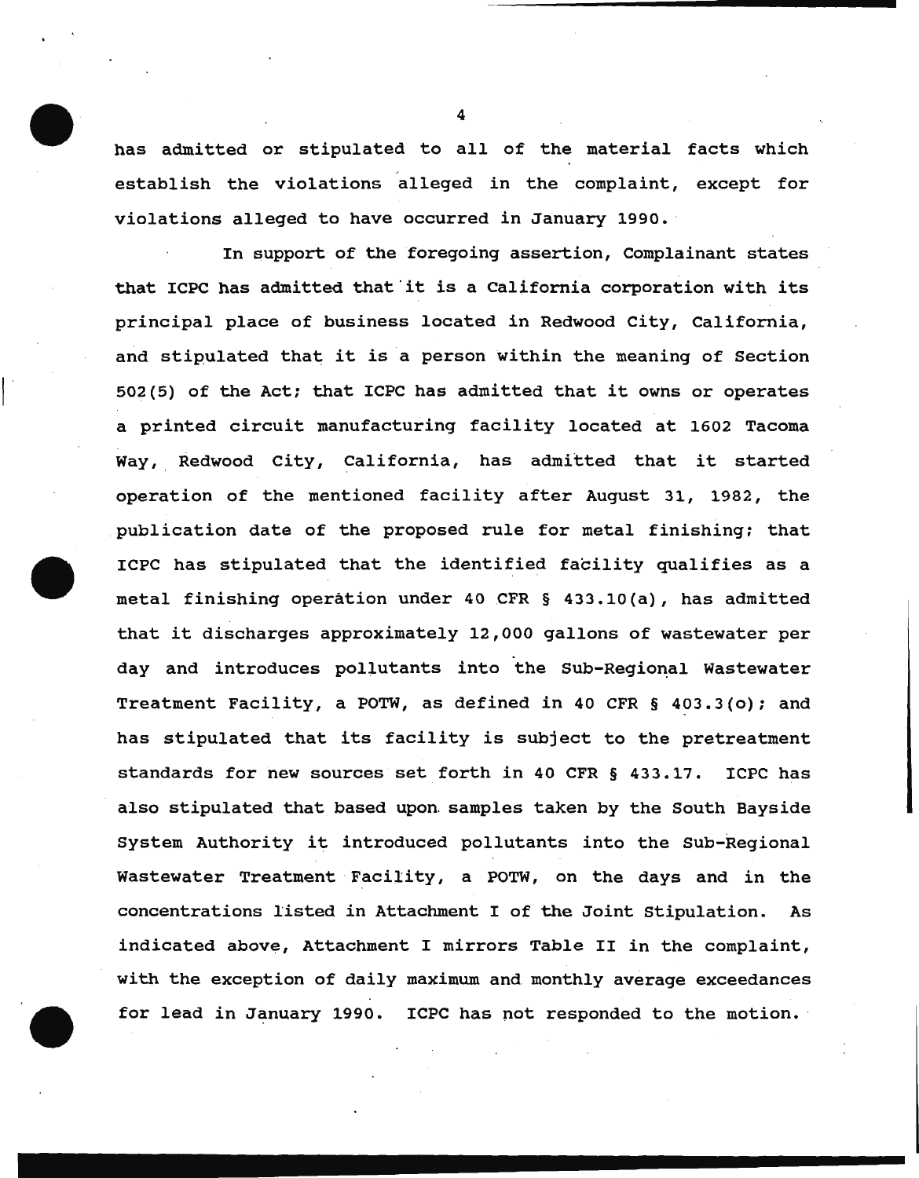has admitted or stipulated to all of the material facts which establish the violations alleged in the complaint, except for violations alleged to have occurred in January 1990.

In support of the foregoing assertion, Complainant states that ICPC has admitted that it is a California corporation with its principal place of business located in Redwood City, California, and stipulated that it is a person within the meaning of Section 502(5) of the Act; that ICPC has admitted that it owns or operates a printed circuit manufacturing facility located at 1602 Tacoma Way, Redwood City, California, has admitted that it started operation of the mentioned facility after August 31, 1982, the publication date of the proposed rule for metal finishing; that ICPC has stipulated that the identified facility qualifies as a metal finishing operation under 40 CFR § 433.10(a), has admitted that it discharges approximately 12,000 gallons of wastewater per day and introduces pollutants into the Sub-Regional Wastewater Treatment Facility, a POTW, as defined in 40 CFR § 403.3(o); and has stipulated that its facility is subject to the pretreatment standards for new sources set forth in 40 CFR § 433.17. ICPC has also stipulated that based upon samples taken by the South Bayside System Authority it introduced pollutants into the Sub-Regional Wastewater Treatment Facility, a POTW, on the days and in the concentrations listed in Attachment I of the Joint Stipulation. As indicated above, Attachment I mirrors Table II in the complaint, with the exception of daily maximum and monthly average exceedances for lead in January 1990. ICPC has not responded to the motion.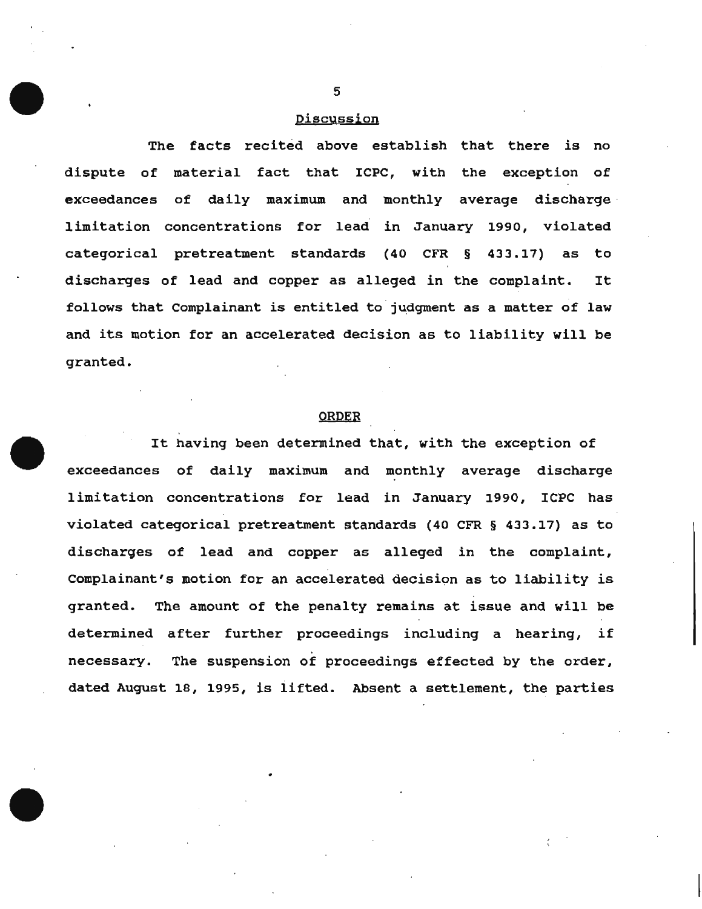## Discussion

The facts recited above establish that there is no dispute of material fact that ICPC, with the exception of exceedances of daily maximum and monthly average discharge limitation concentrations for lead in January 1990, violated categorical pretreatment standards (40 CFR § 433.17) as to discharges of lead and copper as alleged in the complaint. It follows that Complainant is entitled to judgment as a matter of law and its motion for an accelerated decision as to liability will be granted.

## ORDER

It having been determined that, with the exception of exceedances of daily maximum and monthly average discharge limitation concentrations for lead in January 1990, ICPC has violated categorical pretreatment standards (40 CFR § 433.17) as to discharges of lead and copper as alleged in the complaint, Complainant's motion for an accelerated decision as to liability is granted. The amount of the penalty remains at issue and will be determined after further proceedings including a hearing, if necessary. The suspension of proceedings effected by the order, dated August 18, 1995, is lifted. Absent a settlement, the parties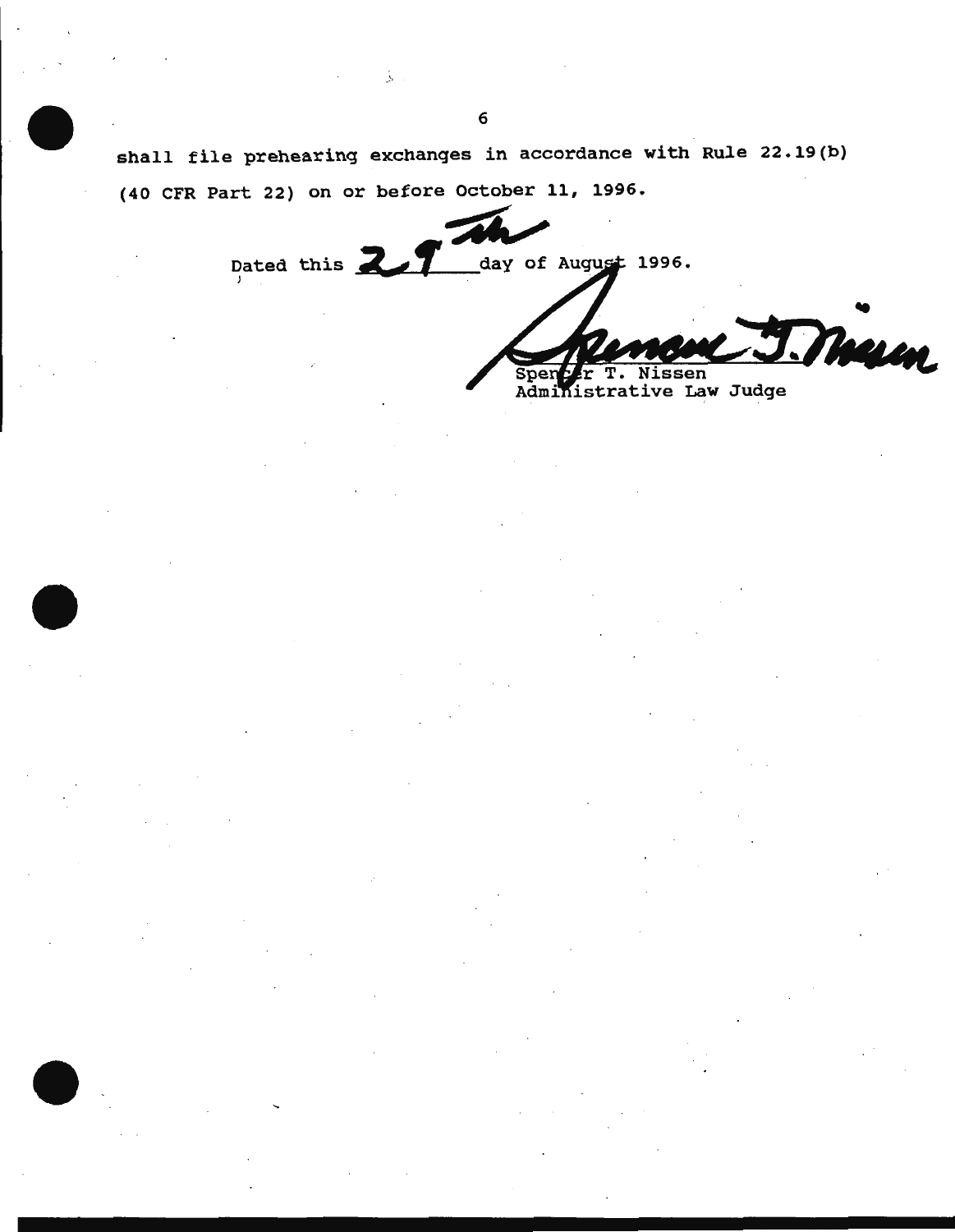shall file prehearing exchanges in accordance with Rule 22.19(b) (40 CFR Part 22) on or before October 11, 1996.

Dated this 29th day of August 1996.

Spencer T. Nissen
Administrative Law Judge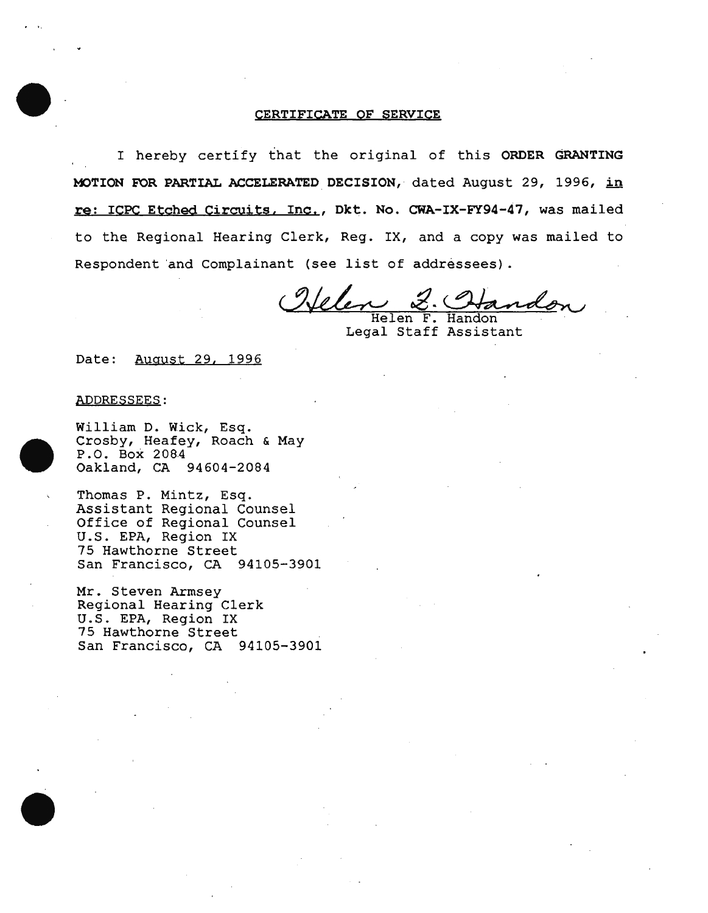## CERTIFICATE OF SERVICE

I hereby certify that the original of this **ORDER GRANTING MOTION FOR PARTIAL ACCELERATED DECISION**, dated August 29, 1996, in re: ICPC Etched Circuits, Inc., **Dkt. No. CWA-IX-FY94-47**, was mailed to the Regional Hearing Clerk, Reg. IX, and a copy was mailed to Respondent and Complainant (see list of addressees).

Helen F. Handon
Legal Staff Assistant

Date: August 29, 1996

ADDRESSEES:

William D. Wick, Esq.
Crosby, Heafey, Roach & May
P.O. Box 2084
Oakland, CA 94604-2084

Thomas P. Mintz, Esq.
Assistant Regional Counsel
Office of Regional Counsel
U.S. EPA, Region IX
75 Hawthorne Street
San Francisco, CA 94105-3901

Mr. Steven Armsey
Regional Hearing Clerk
U.S. EPA, Region IX
75 Hawthorne Street
San Francisco, CA 94105-3901